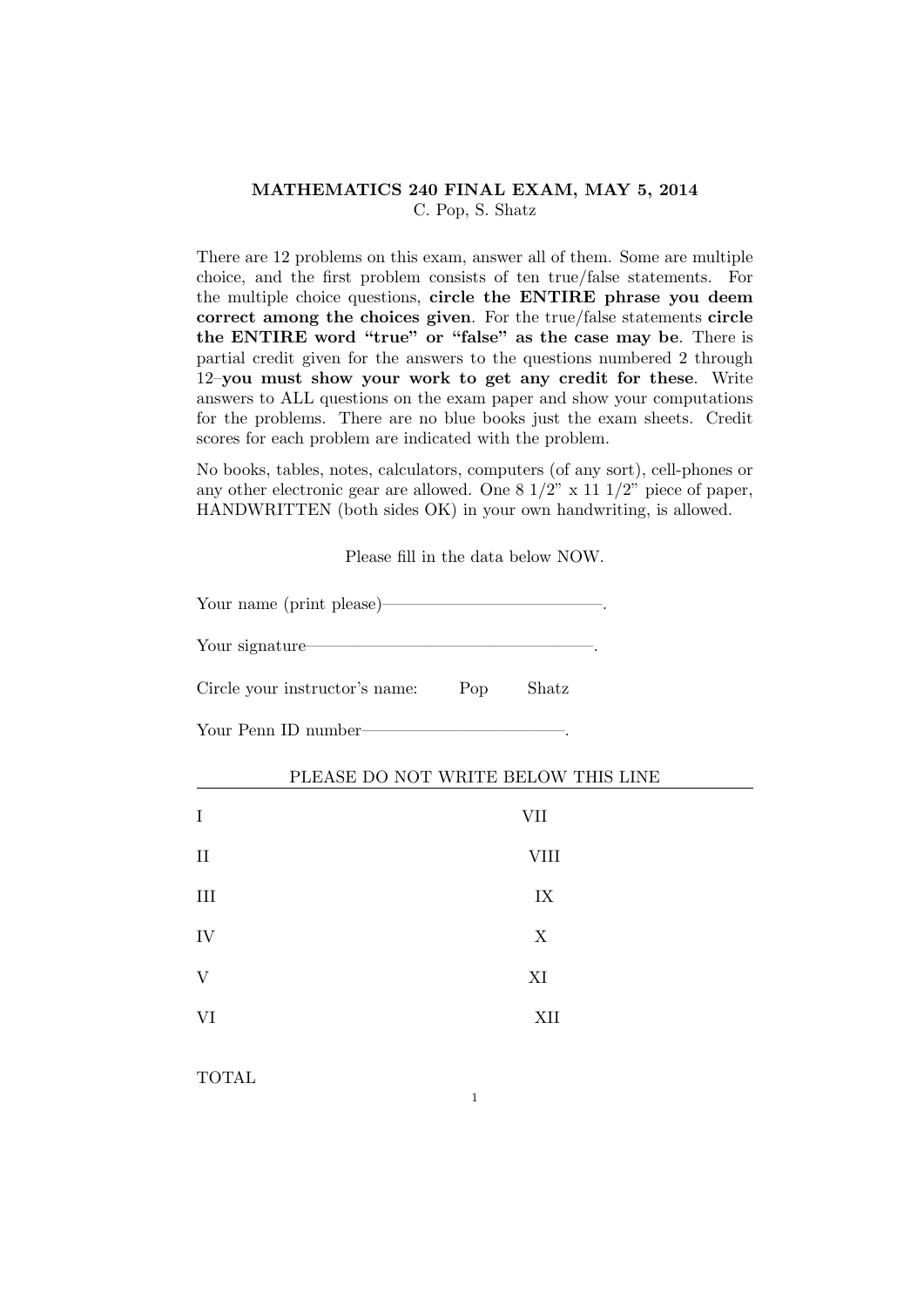**MATHEMATICS 240 FINAL EXAM, MAY 5, 2014**

C. Pop, S. Shatz

There are 12 problems on this exam, answer all of them. Some are multiple choice, and the first problem consists of ten true/false statements. For the multiple choice questions, **circle the ENTIRE phrase you deem correct among the choices given**. For the true/false statements **circle the ENTIRE word "true" or "false" as the case may be**. There is partial credit given for the answers to the questions numbered 2 through 12–**you must show your work to get any credit for these**. Write answers to ALL questions on the exam paper and show your computations for the problems. There are no blue books just the exam sheets. Credit scores for each problem are indicated with the problem.

No books, tables, notes, calculators, computers (of any sort), cell-phones or any other electronic gear are allowed. One 8 1/2" x 11 1/2" piece of paper, HANDWRITTEN (both sides OK) in your own handwriting, is allowed.

Please fill in the data below NOW.

Your name (print please)————————————.

Your signature————————————————.

Circle your instructor's name: Pop Shatz

Your Penn ID number———————————.

PLEASE DO NOT WRITE BELOW THIS LINE

| | |
|---|---|
| I | VII |
| II | VIII |
| III | IX |
| IV | X |
| V | XI |
| VI | XII |

TOTAL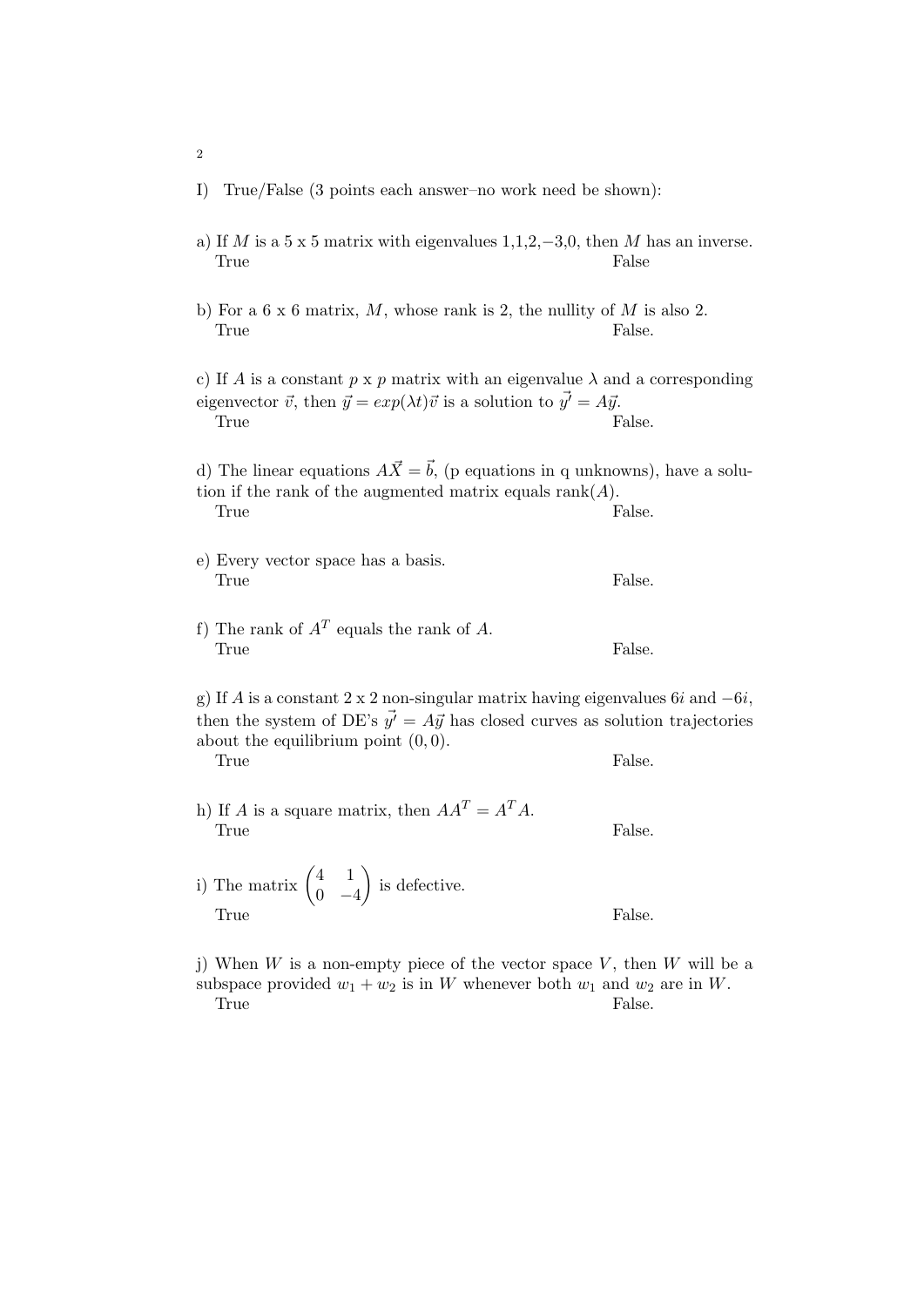I) True/False (3 points each answer–no work need be shown):

a) If $M$ is a 5 x 5 matrix with eigenvalues 1,1,2,$-3$,0, then $M$ has an inverse.
True False

b) For a 6 x 6 matrix, $M$, whose rank is 2, the nullity of $M$ is also 2.
True False.

c) If $A$ is a constant $p$ x $p$ matrix with an eigenvalue $\lambda$ and a corresponding eigenvector $\vec{v}$, then $\vec{y} = exp(\lambda t)\vec{v}$ is a solution to $\vec{y'} = A\vec{y}$.
True False.

d) The linear equations $A\vec{X} = \vec{b}$, (p equations in q unknowns), have a solution if the rank of the augmented matrix equals rank($A$).
True False.

e) Every vector space has a basis.
True False.

f) The rank of $A^T$ equals the rank of $A$.
True False.

g) If $A$ is a constant 2 x 2 non-singular matrix having eigenvalues $6i$ and $-6i$, then the system of DE's $\vec{y'} = A\vec{y}$ has closed curves as solution trajectories about the equilibrium point $(0, 0)$.
True False.

h) If $A$ is a square matrix, then $AA^T = A^T A$.
True False.

i) The matrix $\begin{pmatrix} 4 & 1 \\ 0 & -4 \end{pmatrix}$ is defective.
True False.

j) When $W$ is a non-empty piece of the vector space $V$, then $W$ will be a subspace provided $w_1 + w_2$ is in $W$ whenever both $w_1$ and $w_2$ are in $W$.
True False.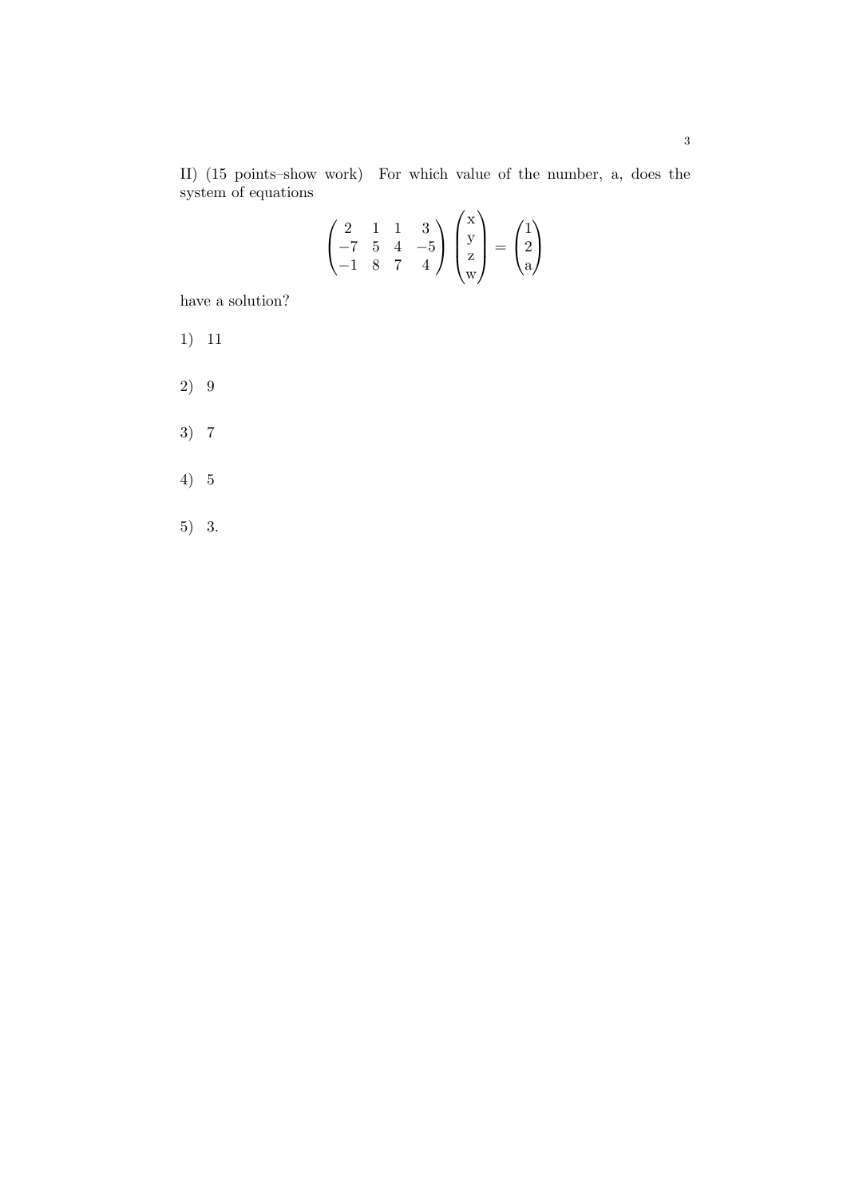II) (15 points–show work) For which value of the number, a, does the system of equations

$$\begin{pmatrix} 2 & 1 & 1 & 3 \\ -7 & 5 & 4 & -5 \\ -1 & 8 & 7 & 4 \end{pmatrix} \begin{pmatrix} \mathrm{x} \\ \mathrm{y} \\ \mathrm{z} \\ \mathrm{w} \end{pmatrix} = \begin{pmatrix} 1 \\ 2 \\ \mathrm{a} \end{pmatrix}$$

have a solution?

1) 11

2) 9

3) 7

4) 5

5) 3.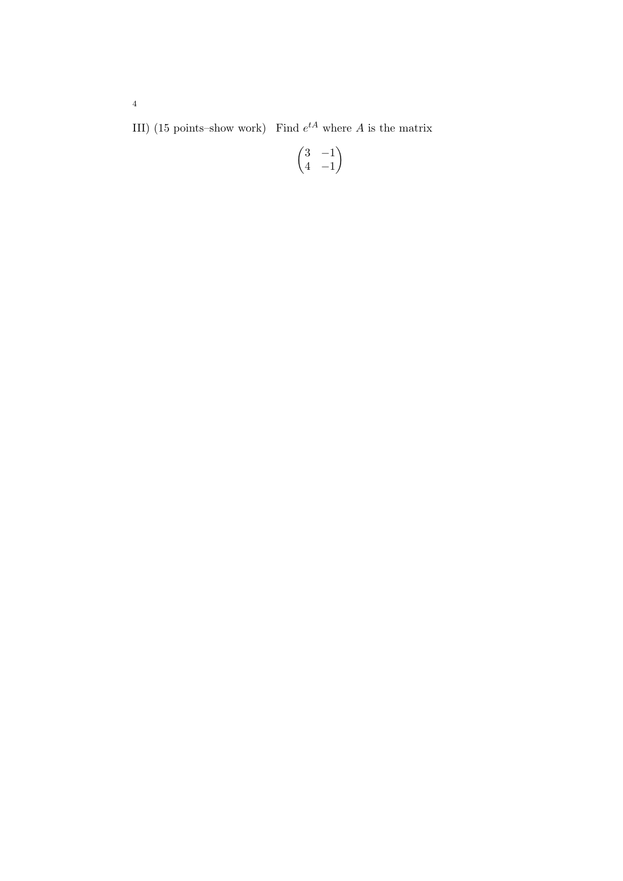III) (15 points–show work)   Find $e^{tA}$ where $A$ is the matrix

$$\begin{pmatrix} 3 & -1 \\ 4 & -1 \end{pmatrix}$$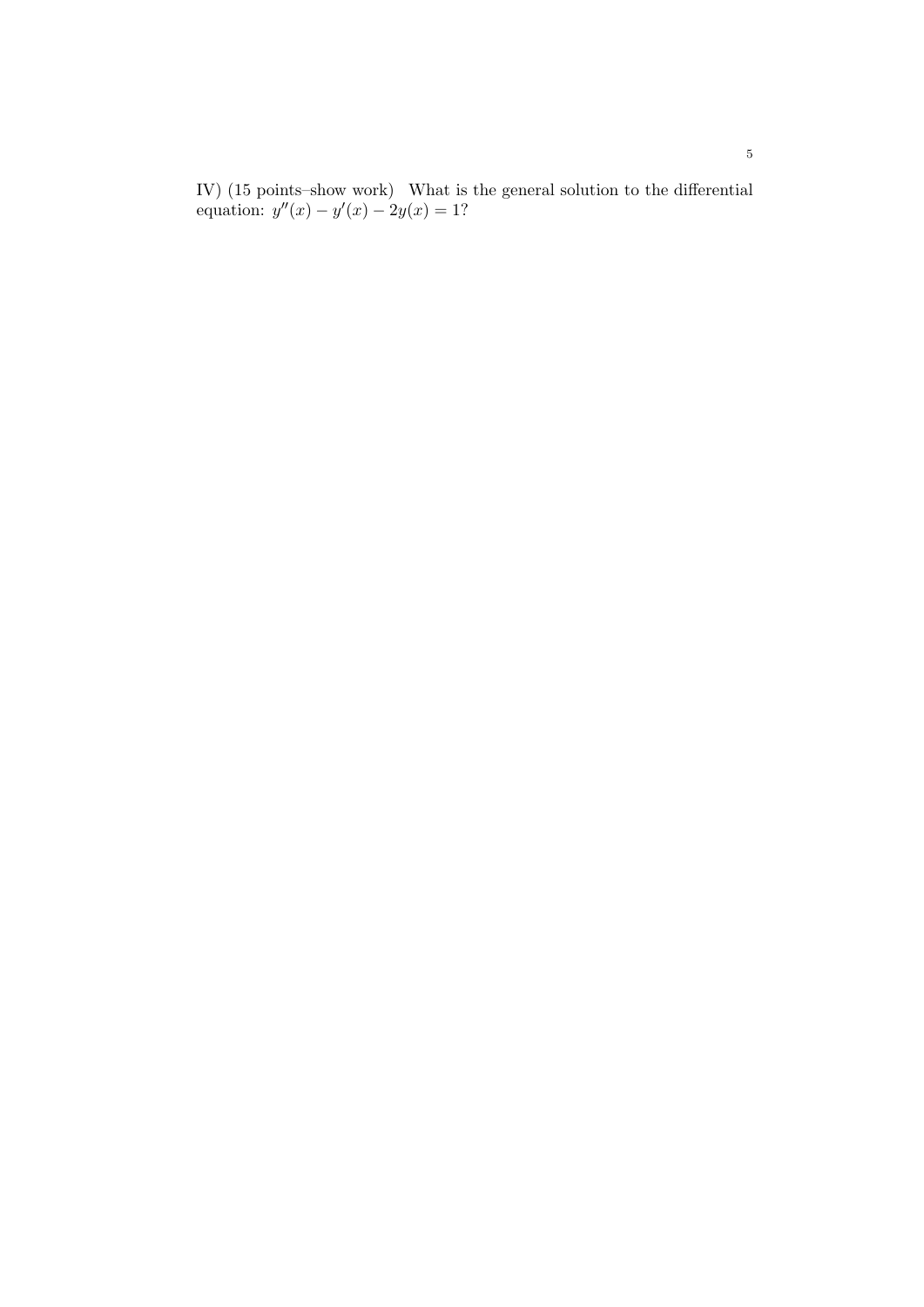IV) (15 points–show work) What is the general solution to the differential equation: $y''(x) - y'(x) - 2y(x) = 1$?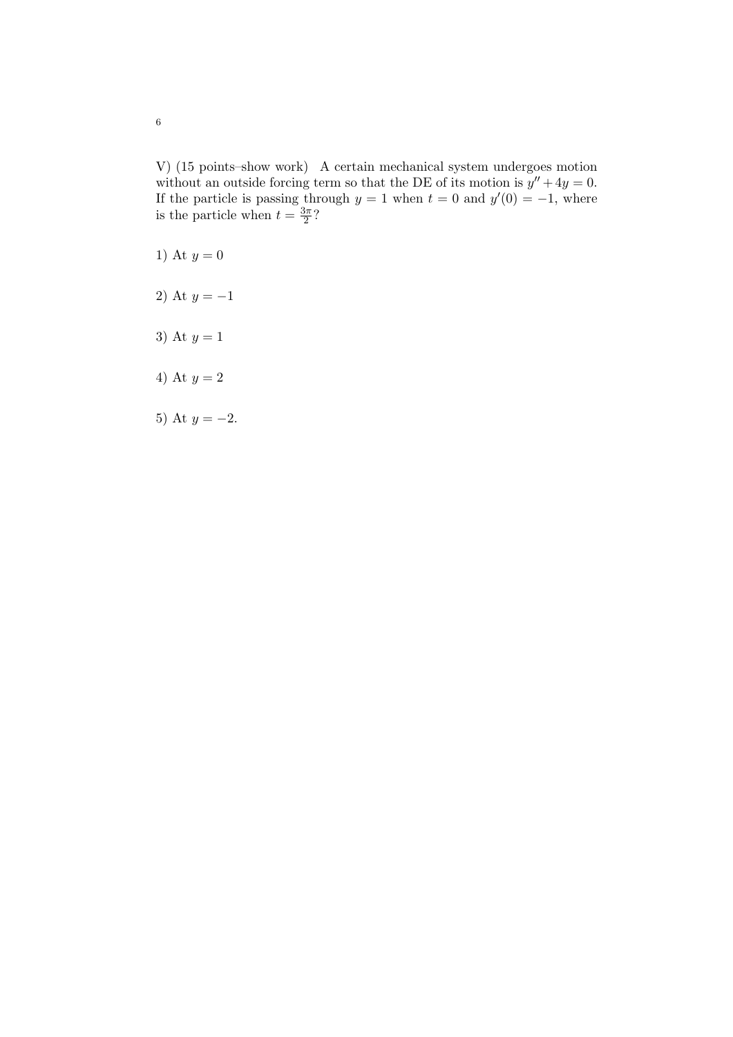V) (15 points–show work) A certain mechanical system undergoes motion without an outside forcing term so that the DE of its motion is $y'' + 4y = 0$. If the particle is passing through $y = 1$ when $t = 0$ and $y'(0) = -1$, where is the particle when $t = \frac{3\pi}{2}$?

1) At $y = 0$

2) At $y = -1$

3) At $y = 1$

4) At $y = 2$

5) At $y = -2$.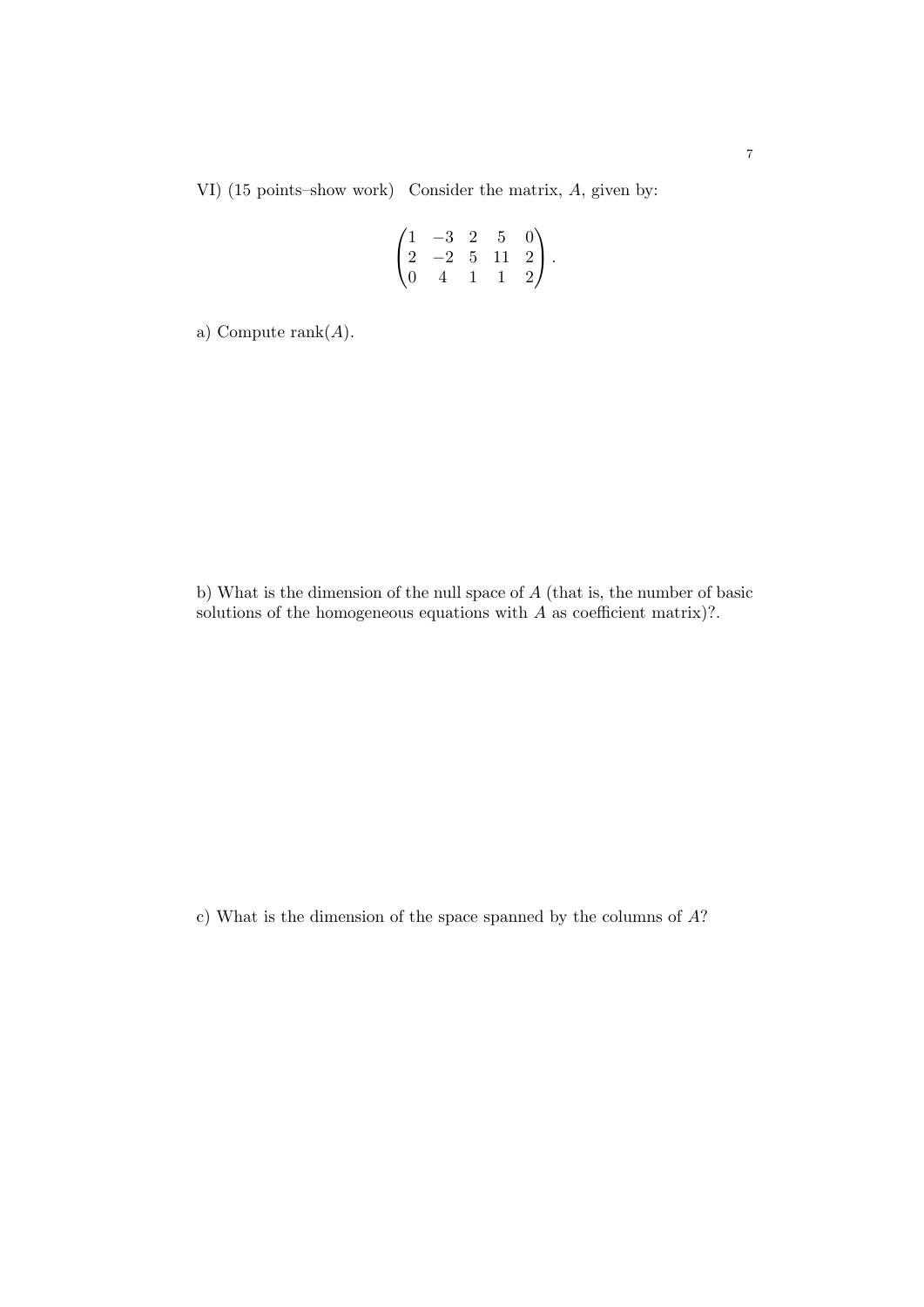VI) (15 points–show work) Consider the matrix, $A$, given by:

$$\begin{pmatrix} 1 & -3 & 2 & 5 & 0 \\ 2 & -2 & 5 & 11 & 2 \\ 0 & 4 & 1 & 1 & 2 \end{pmatrix}.$$

a) Compute rank$(A)$.

b) What is the dimension of the null space of $A$ (that is, the number of basic solutions of the homogeneous equations with $A$ as coefficient matrix)?.

c) What is the dimension of the space spanned by the columns of $A$?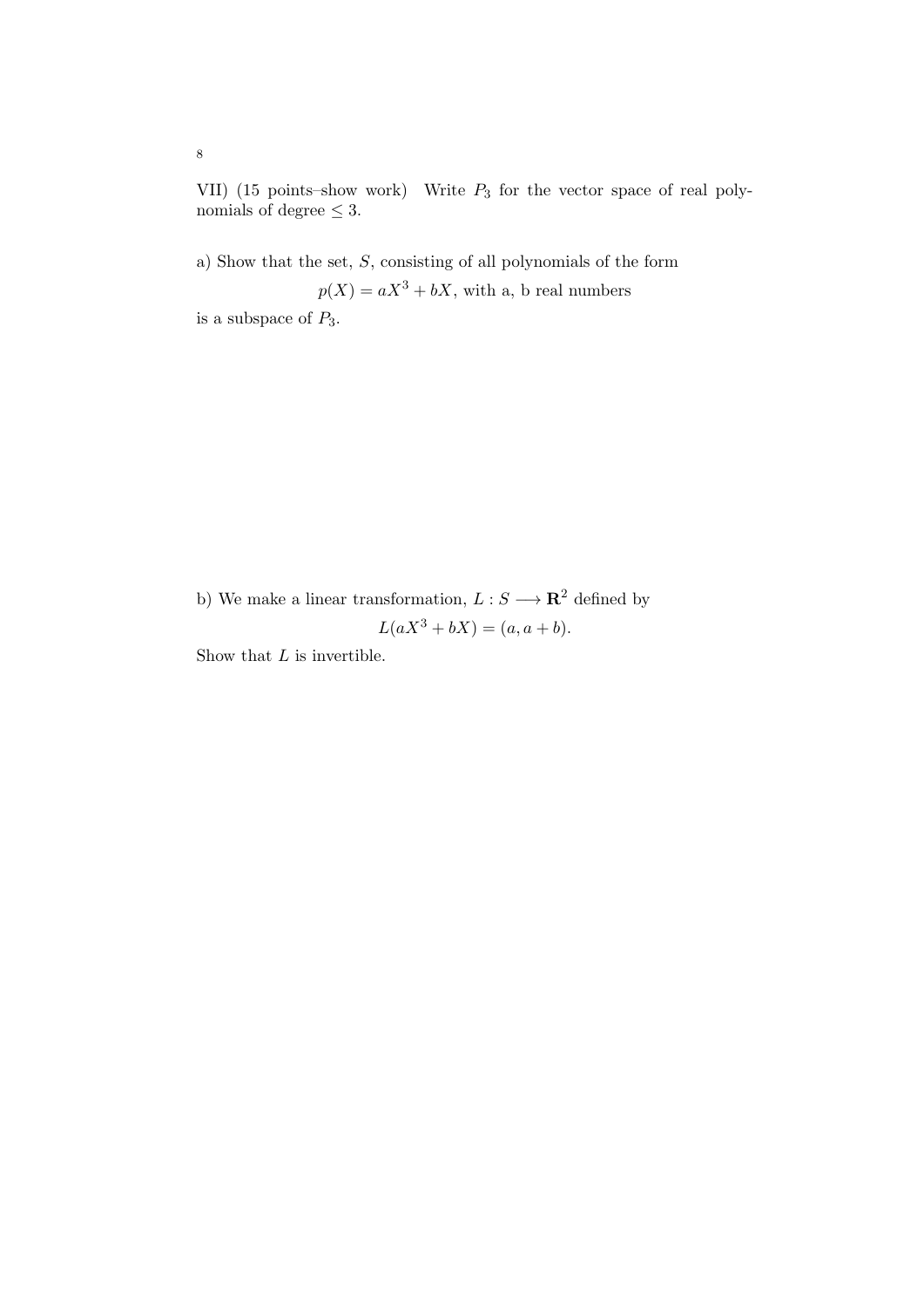VII) (15 points–show work) Write $P_3$ for the vector space of real polynomials of degree $\leq 3$.

a) Show that the set, $S$, consisting of all polynomials of the form

$$p(X) = aX^3 + bX, \text{ with a, b real numbers}$$

is a subspace of $P_3$.

b) We make a linear transformation, $L : S \longrightarrow \mathbf{R}^2$ defined by

$$L(aX^3 + bX) = (a, a + b).$$

Show that $L$ is invertible.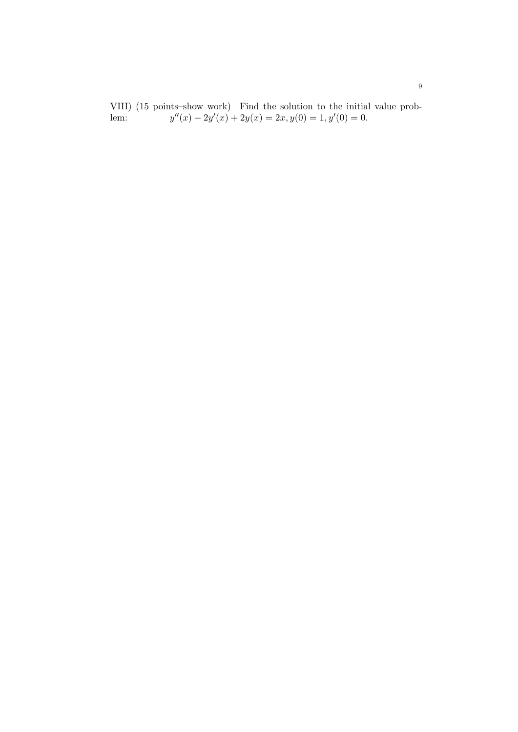VIII) (15 points–show work) Find the solution to the initial value problem: $y''(x) - 2y'(x) + 2y(x) = 2x, y(0) = 1, y'(0) = 0.$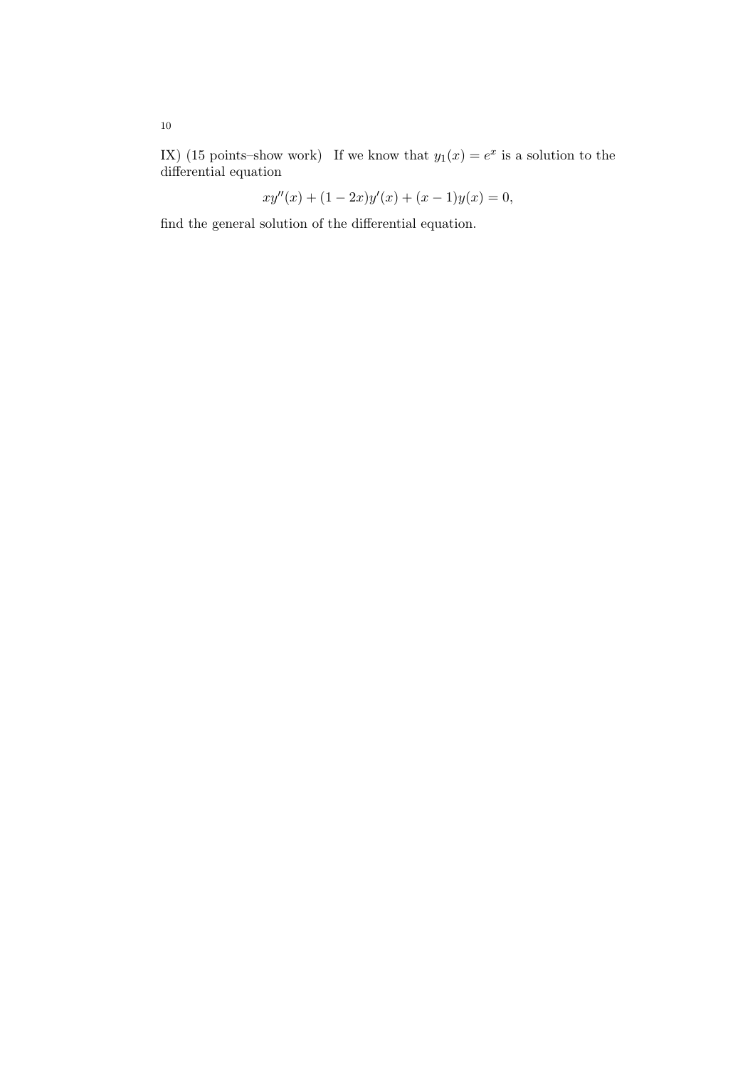IX) (15 points–show work) If we know that $y_1(x) = e^x$ is a solution to the differential equation

$$xy''(x) + (1 - 2x)y'(x) + (x - 1)y(x) = 0,$$

find the general solution of the differential equation.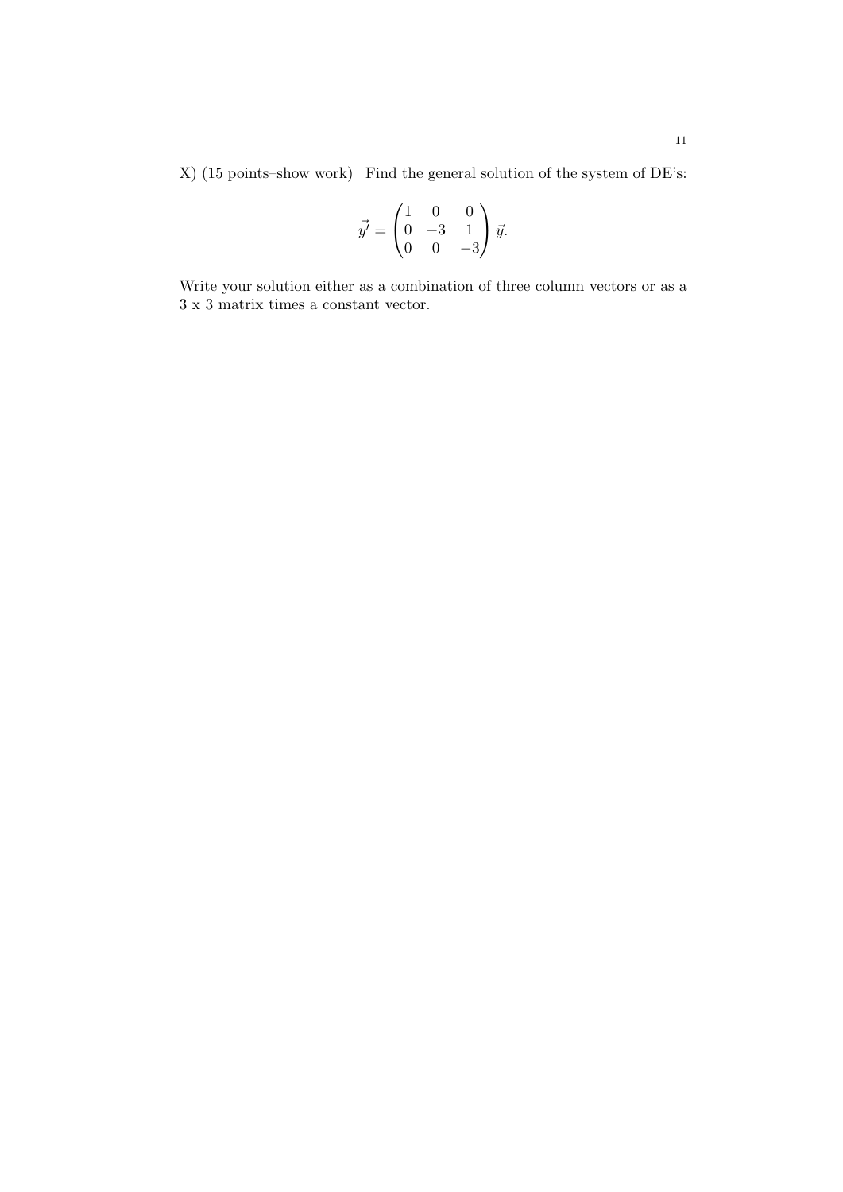X) (15 points–show work) Find the general solution of the system of DE's:

$$\vec{y'} = \begin{pmatrix} 1 & 0 & 0 \\ 0 & -3 & 1 \\ 0 & 0 & -3 \end{pmatrix} \vec{y}.$$

Write your solution either as a combination of three column vectors or as a 3 x 3 matrix times a constant vector.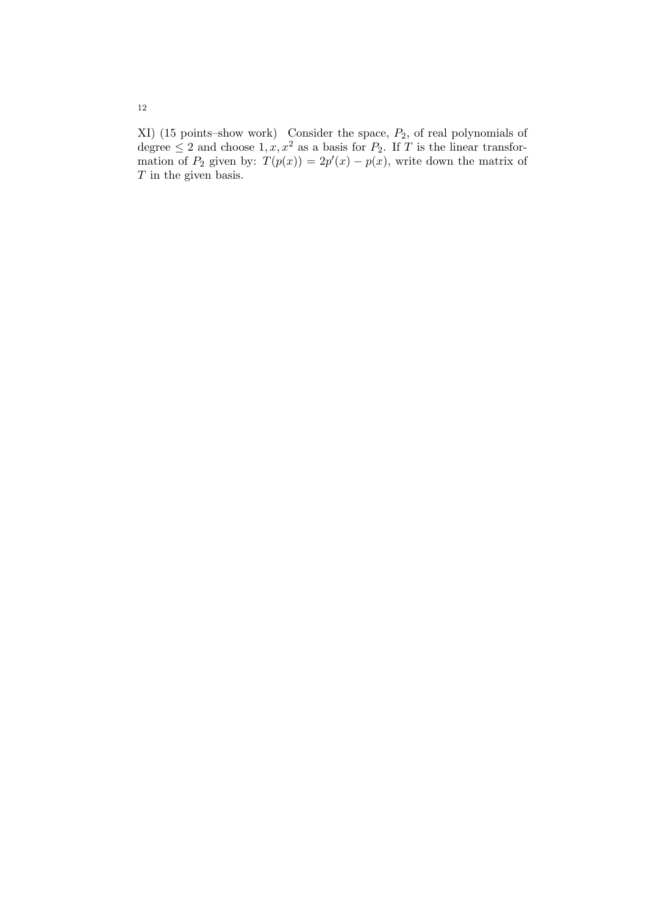XI) (15 points–show work) Consider the space, $P_2$, of real polynomials of degree $\leq 2$ and choose $1, x, x^2$ as a basis for $P_2$. If $T$ is the linear transformation of $P_2$ given by: $T(p(x)) = 2p'(x) - p(x)$, write down the matrix of $T$ in the given basis.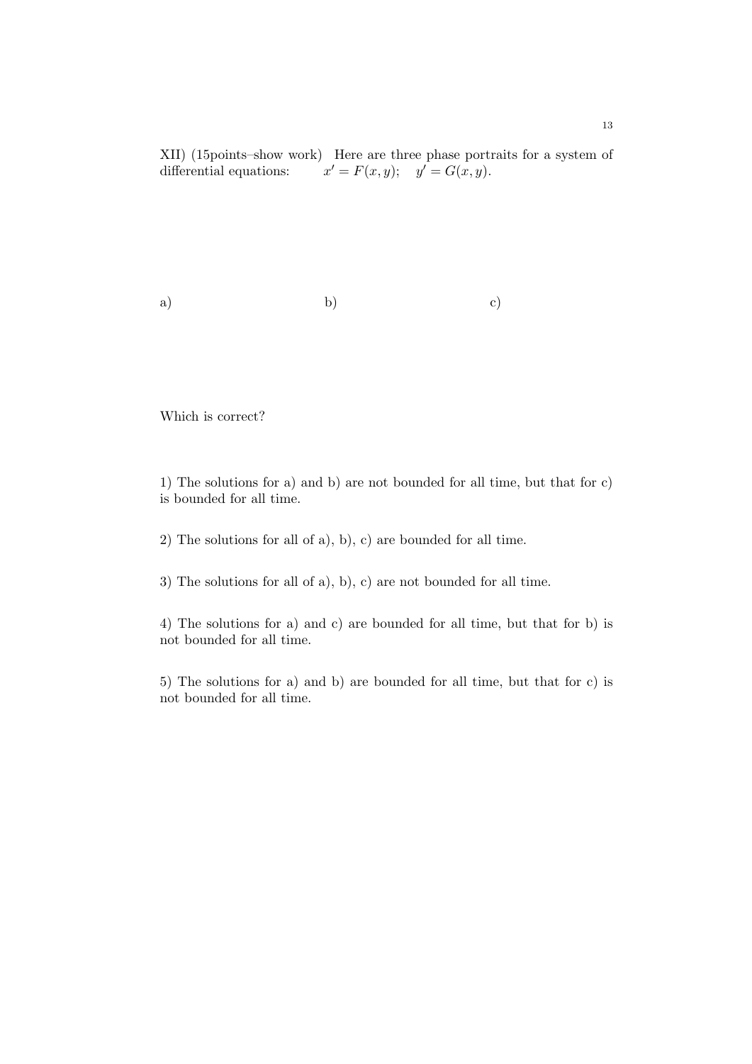XII) (15points–show work) Here are three phase portraits for a system of differential equations: $x' = F(x, y); \quad y' = G(x, y)$.

a) b) c)

Which is correct?

1) The solutions for a) and b) are not bounded for all time, but that for c) is bounded for all time.

2) The solutions for all of a), b), c) are bounded for all time.

3) The solutions for all of a), b), c) are not bounded for all time.

4) The solutions for a) and c) are bounded for all time, but that for b) is not bounded for all time.

5) The solutions for a) and b) are bounded for all time, but that for c) is not bounded for all time.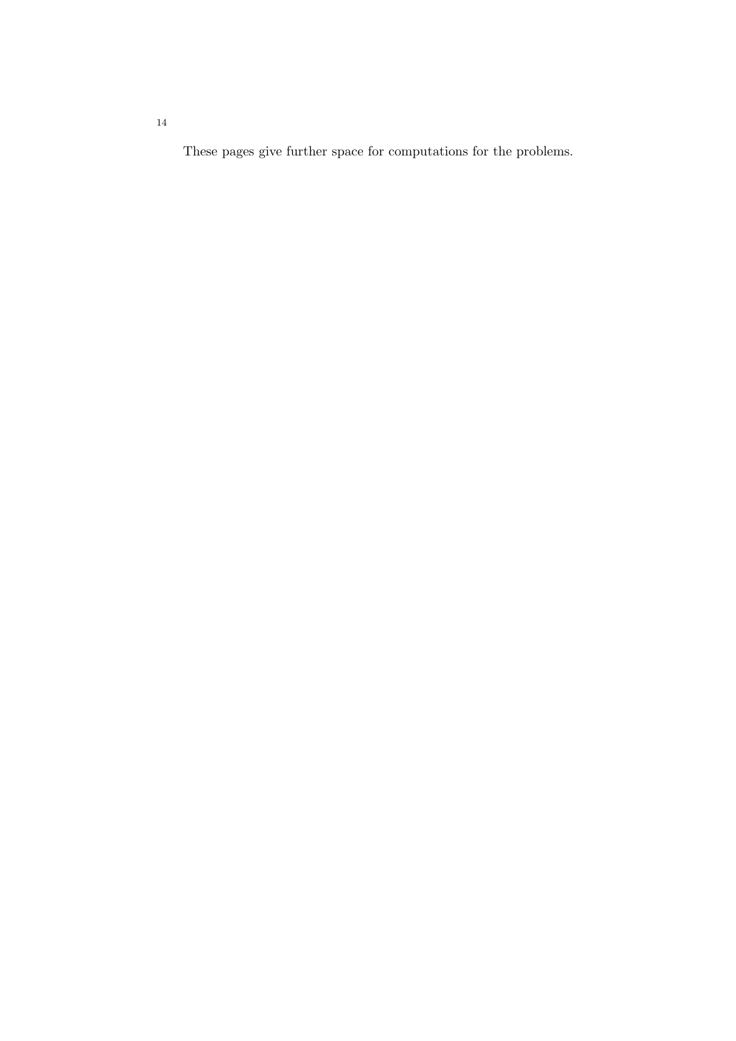These pages give further space for computations for the problems.